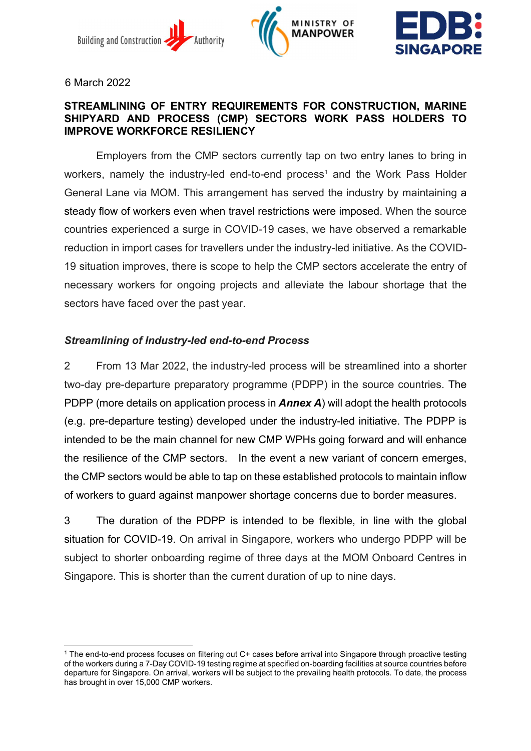6 March 2022

## STREAMLINING OF ENTRY REQUIREMENTS FOR CONSTRUCTION, MARINE SHIPYARD AND PROCESS (CMP) SECTORS WORK PASS HOLDERS TO IMPROVE WORKFORCE RESILIENCY

Employers from the CMP sectors currently tap on two entry lanes to bring in workers, namely the industry-led end-to-end process[1] and the Work Pass Holder General Lane via MOM. This arrangement has served the industry by maintaining a steady flow of workers even when travel restrictions were imposed. When the source countries experienced a surge in COVID-19 cases, we have observed a remarkable reduction in import cases for travellers under the industry-led initiative. As the COVID-19 situation improves, there is scope to help the CMP sectors accelerate the entry of necessary workers for ongoing projects and alleviate the labour shortage that the sectors have faced over the past year.

### *Streamlining of Industry-led end-to-end Process*

2 From 13 Mar 2022, the industry-led process will be streamlined into a shorter two-day pre-departure preparatory programme (PDPP) in the source countries. The PDPP (more details on application process in ***Annex A***) will adopt the health protocols (e.g. pre-departure testing) developed under the industry-led initiative. The PDPP is intended to be the main channel for new CMP WPHs going forward and will enhance the resilience of the CMP sectors. In the event a new variant of concern emerges, the CMP sectors would be able to tap on these established protocols to maintain inflow of workers to guard against manpower shortage concerns due to border measures.

3 The duration of the PDPP is intended to be flexible, in line with the global situation for COVID-19. On arrival in Singapore, workers who undergo PDPP will be subject to shorter onboarding regime of three days at the MOM Onboard Centres in Singapore. This is shorter than the current duration of up to nine days.

---

[1] The end-to-end process focuses on filtering out C+ cases before arrival into Singapore through proactive testing of the workers during a 7-Day COVID-19 testing regime at specified on-boarding facilities at source countries before departure for Singapore. On arrival, workers will be subject to the prevailing health protocols. To date, the process has brought in over 15,000 CMP workers.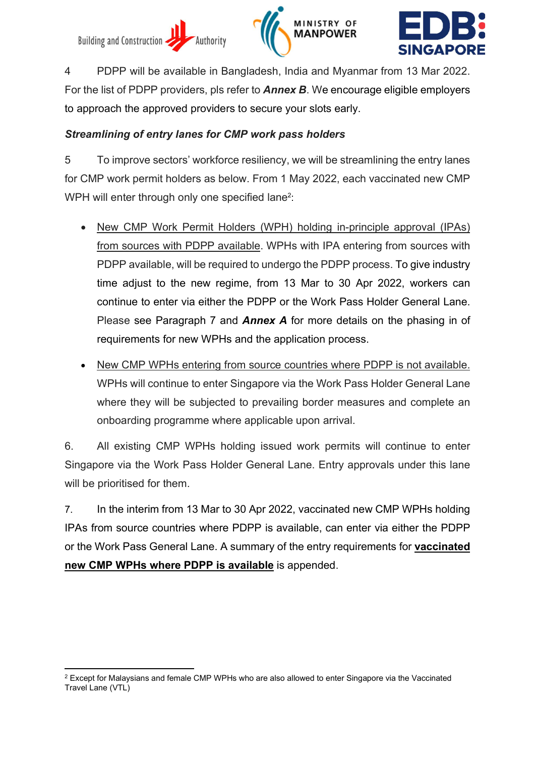4 PDPP will be available in Bangladesh, India and Myanmar from 13 Mar 2022. For the list of PDPP providers, pls refer to ***Annex B***. We encourage eligible employers to approach the approved providers to secure your slots early.

***Streamlining of entry lanes for CMP work pass holders***

5 To improve sectors' workforce resiliency, we will be streamlining the entry lanes for CMP work permit holders as below. From 1 May 2022, each vaccinated new CMP WPH will enter through only one specified lane[2]:

- <u>New CMP Work Permit Holders (WPH) holding in-principle approval (IPAs) from sources with PDPP available</u>. WPHs with IPA entering from sources with PDPP available, will be required to undergo the PDPP process. To give industry time adjust to the new regime, from 13 Mar to 30 Apr 2022, workers can continue to enter via either the PDPP or the Work Pass Holder General Lane. Please see Paragraph 7 and ***Annex A*** for more details on the phasing in of requirements for new WPHs and the application process.

- <u>New CMP WPHs entering from source countries where PDPP is not available.</u> WPHs will continue to enter Singapore via the Work Pass Holder General Lane where they will be subjected to prevailing border measures and complete an onboarding programme where applicable upon arrival.

6. All existing CMP WPHs holding issued work permits will continue to enter Singapore via the Work Pass Holder General Lane. Entry approvals under this lane will be prioritised for them.

7. In the interim from 13 Mar to 30 Apr 2022, vaccinated new CMP WPHs holding IPAs from source countries where PDPP is available, can enter via either the PDPP or the Work Pass General Lane. A summary of the entry requirements for **<u>vaccinated new CMP WPHs where PDPP is available</u>** is appended.

[2] Except for Malaysians and female CMP WPHs who are also allowed to enter Singapore via the Vaccinated Travel Lane (VTL)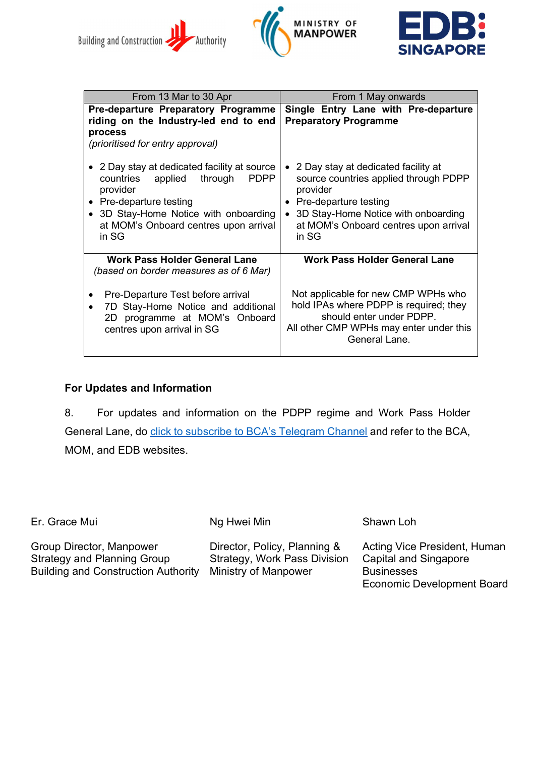| From 13 Mar to 30 Apr | From 1 May onwards |
|---|---|
| **Pre-departure Preparatory Programme riding on the Industry-led end to end process** *(prioritised for entry approval)* <br><br> • 2 Day stay at dedicated facility at source countries applied through PDPP provider <br> • Pre-departure testing <br> • 3D Stay-Home Notice with onboarding at MOM's Onboard centres upon arrival in SG | **Single Entry Lane with Pre-departure Preparatory Programme** <br><br> • 2 Day stay at dedicated facility at source countries applied through PDPP provider <br> • Pre-departure testing <br> • 3D Stay-Home Notice with onboarding at MOM's Onboard centres upon arrival in SG |
| **Work Pass Holder General Lane** *(based on border measures as of 6 Mar)* <br><br> • Pre-Departure Test before arrival <br> • 7D Stay-Home Notice and additional 2D programme at MOM's Onboard centres upon arrival in SG | **Work Pass Holder General Lane** <br><br> Not applicable for new CMP WPHs who hold IPAs where PDPP is required; they should enter under PDPP. <br> All other CMP WPHs may enter under this General Lane. |

**For Updates and Information**

8. For updates and information on the PDPP regime and Work Pass Holder General Lane, do click to subscribe to BCA's Telegram Channel and refer to the BCA, MOM, and EDB websites.

Er. Grace Mui

Group Director, Manpower Strategy and Planning Group
Building and Construction Authority

Ng Hwei Min

Director, Policy, Planning & Strategy, Work Pass Division
Ministry of Manpower

Shawn Loh

Acting Vice President, Human Capital and Singapore Businesses
Economic Development Board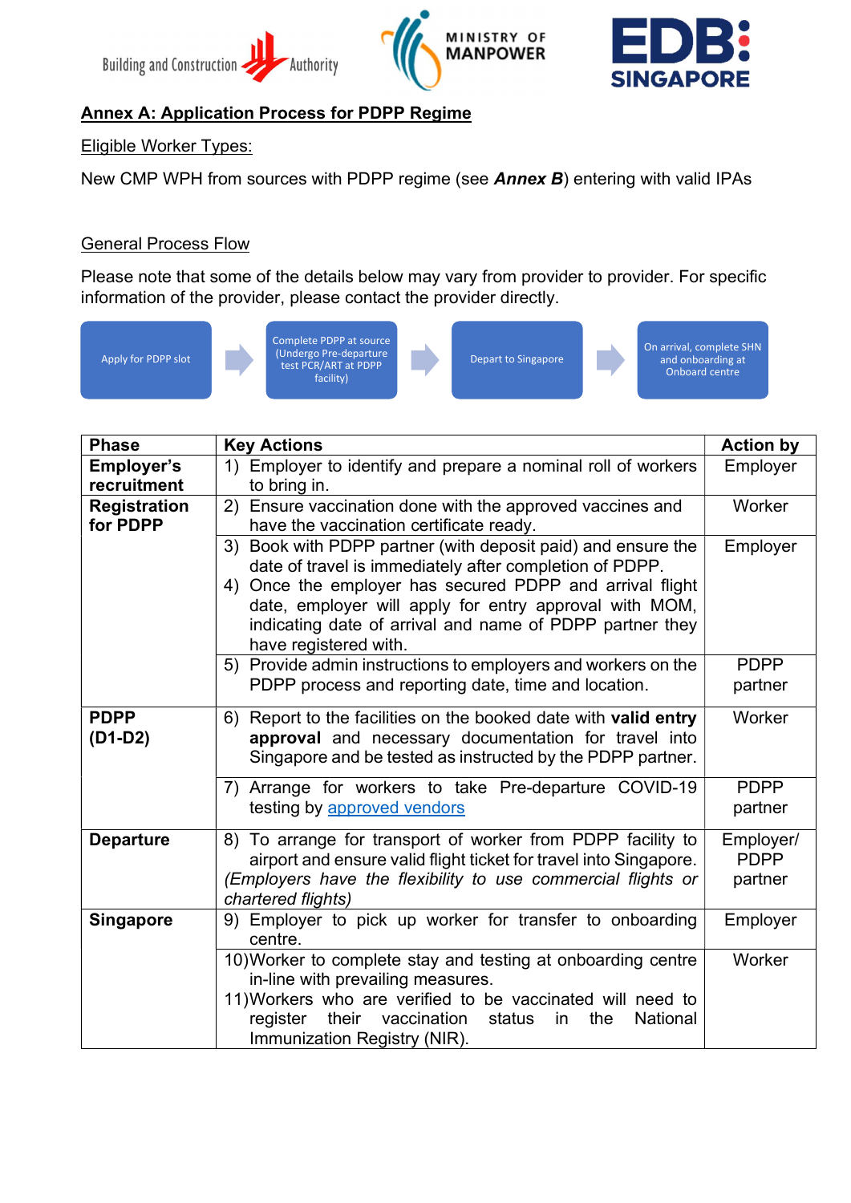## Annex A: Application Process for PDPP Regime

Eligible Worker Types:

New CMP WPH from sources with PDPP regime (see ***Annex B***) entering with valid IPAs

General Process Flow

Please note that some of the details below may vary from provider to provider. For specific information of the provider, please contact the provider directly.

Apply for PDPP slot → Complete PDPP at source (Undergo Pre-departure test PCR/ART at PDPP facility) → Depart to Singapore → On arrival, complete SHN and onboarding at Onboard centre

| Phase | Key Actions | Action by |
|---|---|---|
| **Employer's recruitment** | 1) Employer to identify and prepare a nominal roll of workers to bring in. | Employer |
| **Registration for PDPP** | 2) Ensure vaccination done with the approved vaccines and have the vaccination certificate ready. | Worker |
| | 3) Book with PDPP partner (with deposit paid) and ensure the date of travel is immediately after completion of PDPP.<br>4) Once the employer has secured PDPP and arrival flight date, employer will apply for entry approval with MOM, indicating date of arrival and name of PDPP partner they have registered with. | Employer |
| | 5) Provide admin instructions to employers and workers on the PDPP process and reporting date, time and location. | PDPP partner |
| **PDPP (D1-D2)** | 6) Report to the facilities on the booked date with **valid entry approval** and necessary documentation for travel into Singapore and be tested as instructed by the PDPP partner. | Worker |
| | 7) Arrange for workers to take Pre-departure COVID-19 testing by approved vendors | PDPP partner |
| **Departure** | 8) To arrange for transport of worker from PDPP facility to airport and ensure valid flight ticket for travel into Singapore. *(Employers have the flexibility to use commercial flights or chartered flights)* | Employer/ PDPP partner |
| **Singapore** | 9) Employer to pick up worker for transfer to onboarding centre. | Employer |
| | 10) Worker to complete stay and testing at onboarding centre in-line with prevailing measures.<br>11) Workers who are verified to be vaccinated will need to register their vaccination status in the National Immunization Registry (NIR). | Worker |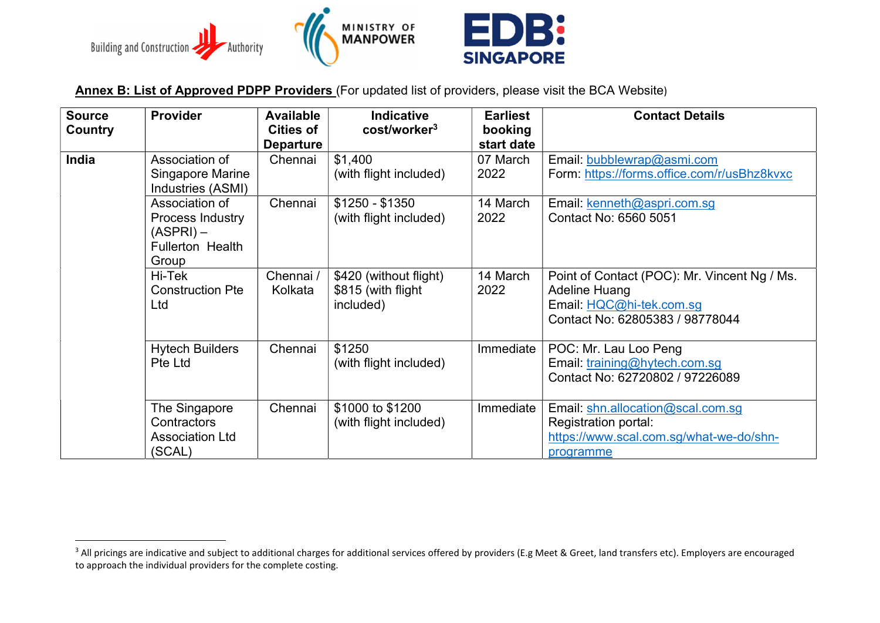**Annex B: List of Approved PDPP Providers** (For updated list of providers, please visit the BCA Website)

| Source Country | Provider | Available Cities of Departure | Indicative cost/worker[3] | Earliest booking start date | Contact Details |
|---|---|---|---|---|---|
| **India** | Association of Singapore Marine Industries (ASMI) | Chennai | $1,400 (with flight included) | 07 March 2022 | Email: bubblewrap@asmi.com<br>Form: https://forms.office.com/r/usBhz8kvxc |
| | Association of Process Industry (ASPRI) – Fullerton Health Group | Chennai | $1250 - $1350 (with flight included) | 14 March 2022 | Email: kenneth@aspri.com.sg<br>Contact No: 6560 5051 |
| | Hi-Tek Construction Pte Ltd | Chennai / Kolkata | $420 (without flight)<br>$815 (with flight included) | 14 March 2022 | Point of Contact (POC): Mr. Vincent Ng / Ms. Adeline Huang<br>Email: HQC@hi-tek.com.sg<br>Contact No: 62805383 / 98778044 |
| | Hytech Builders Pte Ltd | Chennai | $1250 (with flight included) | Immediate | POC: Mr. Lau Loo Peng<br>Email: training@hytech.com.sg<br>Contact No: 62720802 / 97226089 |
| | The Singapore Contractors Association Ltd (SCAL) | Chennai | $1000 to $1200 (with flight included) | Immediate | Email: shn.allocation@scal.com.sg<br>Registration portal: https://www.scal.com.sg/what-we-do/shn-programme |

[3] All pricings are indicative and subject to additional charges for additional services offered by providers (E.g Meet & Greet, land transfers etc). Employers are encouraged to approach the individual providers for the complete costing.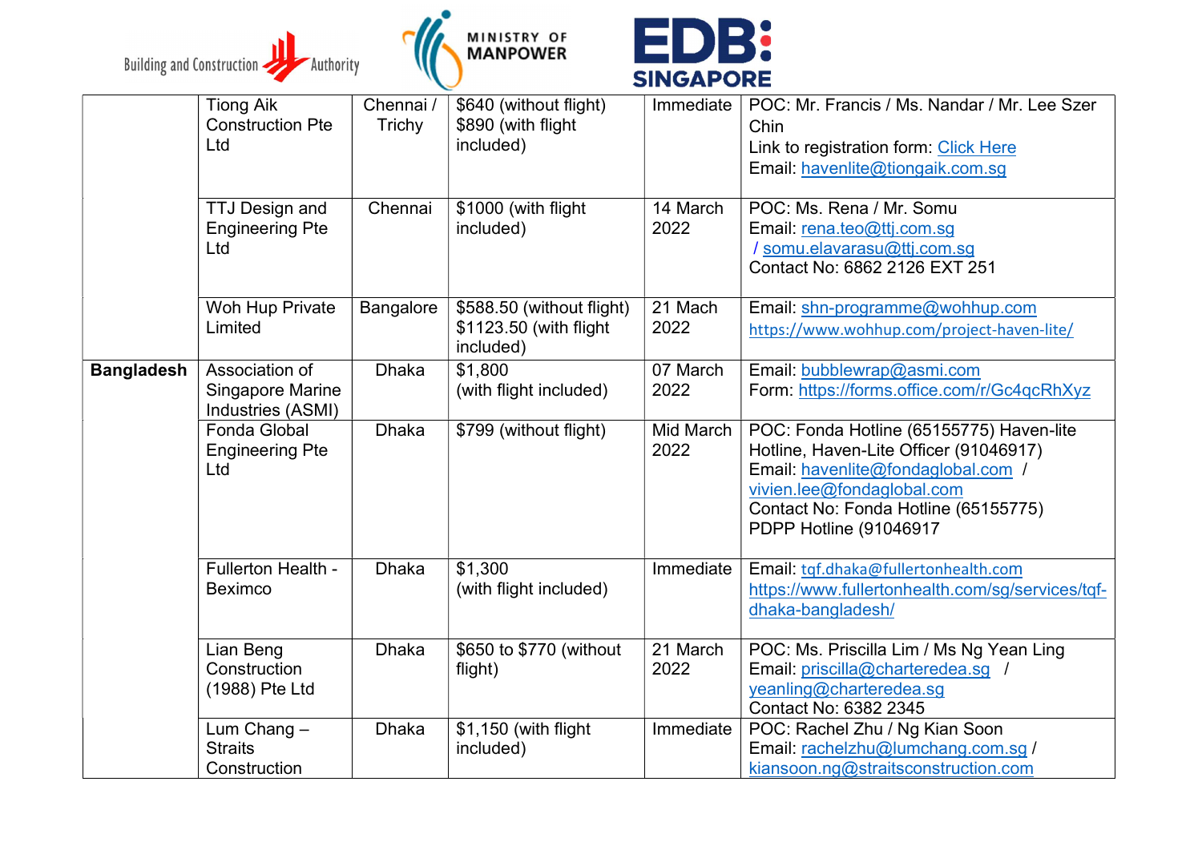| | | | | | |
|---|---|---|---|---|---|
| | Tiong Aik Construction Pte Ltd | Chennai / Trichy | $640 (without flight) $890 (with flight included) | Immediate | POC: Mr. Francis / Ms. Nandar / Mr. Lee Szer Chin<br>Link to registration form: Click Here<br>Email: havenlite@tiongaik.com.sg |
| | TTJ Design and Engineering Pte Ltd | Chennai | $1000 (with flight included) | 14 March 2022 | POC: Ms. Rena / Mr. Somu<br>Email: rena.teo@ttj.com.sg / somu.elavarasu@ttj.com.sg<br>Contact No: 6862 2126 EXT 251 |
| | Woh Hup Private Limited | Bangalore | $588.50 (without flight) $1123.50 (with flight included) | 21 Mach 2022 | Email: shn-programme@wohhup.com<br>https://www.wohhup.com/project-haven-lite/ |
| **Bangladesh** | Association of Singapore Marine Industries (ASMI) | Dhaka | $1,800 (with flight included) | 07 March 2022 | Email: bubblewrap@asmi.com<br>Form: https://forms.office.com/r/Gc4qcRhXyz |
| | Fonda Global Engineering Pte Ltd | Dhaka | $799 (without flight) | Mid March 2022 | POC: Fonda Hotline (65155775) Haven-lite Hotline, Haven-Lite Officer (91046917)<br>Email: havenlite@fondaglobal.com / vivien.lee@fondaglobal.com<br>Contact No: Fonda Hotline (65155775) PDPP Hotline (91046917 |
| | Fullerton Health - Beximco | Dhaka | $1,300 (with flight included) | Immediate | Email: tqf.dhaka@fullertonhealth.com<br>https://www.fullertonhealth.com/sg/services/tqf-dhaka-bangladesh/ |
| | Lian Beng Construction (1988) Pte Ltd | Dhaka | $650 to $770 (without flight) | 21 March 2022 | POC: Ms. Priscilla Lim / Ms Ng Yean Ling<br>Email: priscilla@charteredea.sg / yeanling@charteredea.sg<br>Contact No: 6382 2345 |
| | Lum Chang – Straits Construction | Dhaka | $1,150 (with flight included) | Immediate | POC: Rachel Zhu / Ng Kian Soon<br>Email: rachelzhu@lumchang.com.sg / kiansoon.ng@straitsconstruction.com |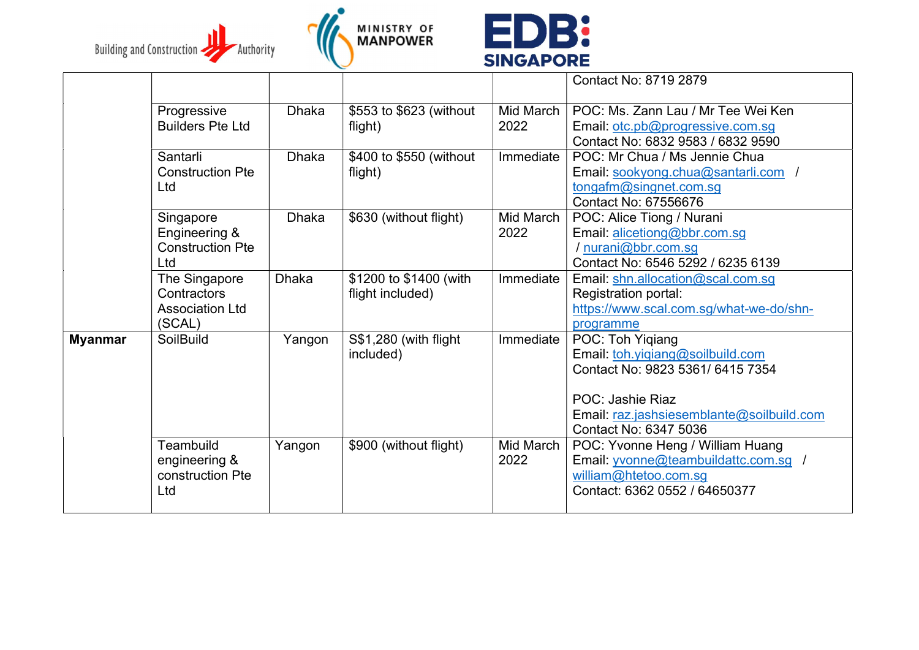| | | | | | |
|---|---|---|---|---|---|
| | | | | | Contact No: 8719 2879 |
| | Progressive Builders Pte Ltd | Dhaka | $553 to $623 (without flight) | Mid March 2022 | POC: Ms. Zann Lau / Mr Tee Wei Ken<br>Email: otc.pb@progressive.com.sg<br>Contact No: 6832 9583 / 6832 9590 |
| | Santarli Construction Pte Ltd | Dhaka | $400 to $550 (without flight) | Immediate | POC: Mr Chua / Ms Jennie Chua<br>Email: sookyong.chua@santarli.com / tongafm@singnet.com.sg<br>Contact No: 67556676 |
| | Singapore Engineering & Construction Pte Ltd | Dhaka | $630 (without flight) | Mid March 2022 | POC: Alice Tiong / Nurani<br>Email: alicetiong@bbr.com.sg / nurani@bbr.com.sg<br>Contact No: 6546 5292 / 6235 6139 |
| | The Singapore Contractors Association Ltd (SCAL) | Dhaka | $1200 to $1400 (with flight included) | Immediate | Email: shn.allocation@scal.com.sg<br>Registration portal: https://www.scal.com.sg/what-we-do/shn-programme |
| **Myanmar** | SoilBuild | Yangon | S$1,280 (with flight included) | Immediate | POC: Toh Yiqiang<br>Email: toh.yiqiang@soilbuild.com<br>Contact No: 9823 5361/ 6415 7354<br><br>POC: Jashie Riaz<br>Email: raz.jashsiesemblante@soilbuild.com<br>Contact No: 6347 5036 |
| | Teambuild engineering & construction Pte Ltd | Yangon | $900 (without flight) | Mid March 2022 | POC: Yvonne Heng / William Huang<br>Email: yvonne@teambuildattc.com.sg / william@htetoo.com.sg<br>Contact: 6362 0552 / 64650377 |